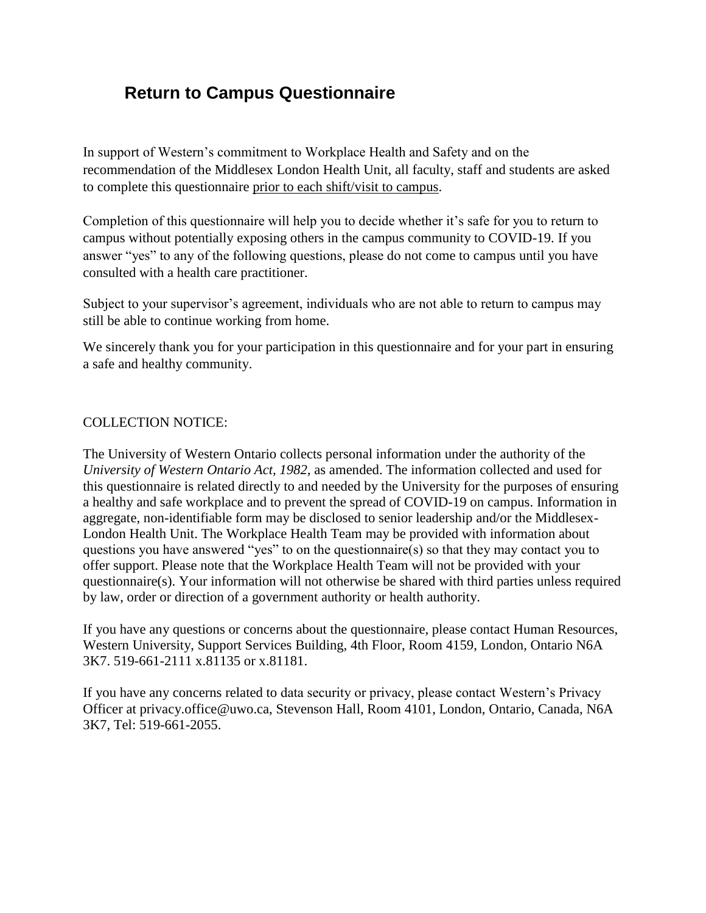# Return to Campus Questionnaire

In support of Western's commitment to Workplace Health and Safety and on the recommendation of the Middlesex London Health Unit, all faculty, staff and students are asked to complete this questionnaire <u>prior to each shift/visit to campus</u>.

Completion of this questionnaire will help you to decide whether it's safe for you to return to campus without potentially exposing others in the campus community to COVID-19. If you answer "yes" to any of the following questions, please do not come to campus until you have consulted with a health care practitioner.

Subject to your supervisor's agreement, individuals who are not able to return to campus may still be able to continue working from home.

We sincerely thank you for your participation in this questionnaire and for your part in ensuring a safe and healthy community.

COLLECTION NOTICE:

The University of Western Ontario collects personal information under the authority of the *University of Western Ontario Act, 1982,* as amended. The information collected and used for this questionnaire is related directly to and needed by the University for the purposes of ensuring a healthy and safe workplace and to prevent the spread of COVID-19 on campus. Information in aggregate, non-identifiable form may be disclosed to senior leadership and/or the Middlesex-London Health Unit. The Workplace Health Team may be provided with information about questions you have answered "yes" to on the questionnaire(s) so that they may contact you to offer support. Please note that the Workplace Health Team will not be provided with your questionnaire(s). Your information will not otherwise be shared with third parties unless required by law, order or direction of a government authority or health authority.

If you have any questions or concerns about the questionnaire, please contact Human Resources, Western University, Support Services Building, 4th Floor, Room 4159, London, Ontario N6A 3K7. 519-661-2111 x.81135 or x.81181.

If you have any concerns related to data security or privacy, please contact Western's Privacy Officer at privacy.office@uwo.ca, Stevenson Hall, Room 4101, London, Ontario, Canada, N6A 3K7, Tel: 519-661-2055.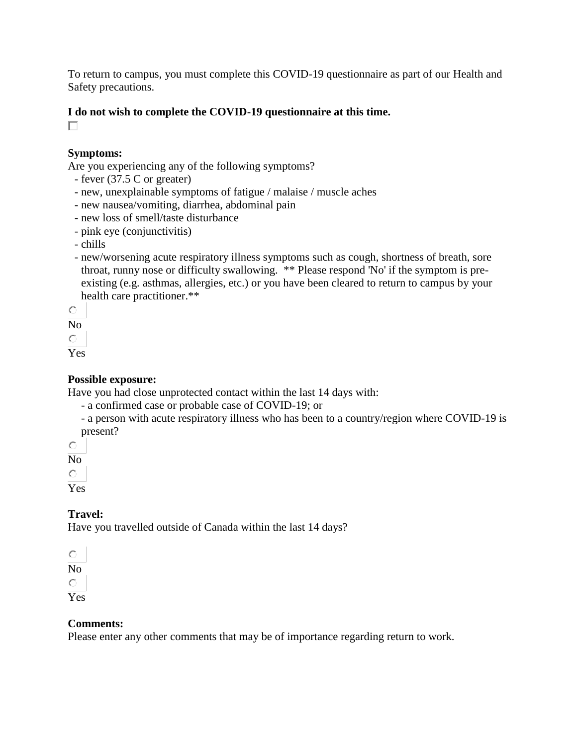To return to campus, you must complete this COVID-19 questionnaire as part of our Health and Safety precautions.

**I do not wish to complete the COVID-19 questionnaire at this time.**

☐

**Symptoms:**

Are you experiencing any of the following symptoms?

- fever (37.5 C or greater)
- new, unexplainable symptoms of fatigue / malaise / muscle aches
- new nausea/vomiting, diarrhea, abdominal pain
- new loss of smell/taste disturbance
- pink eye (conjunctivitis)
- chills
- new/worsening acute respiratory illness symptoms such as cough, shortness of breath, sore throat, runny nose or difficulty swallowing. ** Please respond 'No' if the symptom is pre-existing (e.g. asthmas, allergies, etc.) or you have been cleared to return to campus by your health care practitioner.**

○ No

○ Yes

**Possible exposure:**

Have you had close unprotected contact within the last 14 days with:

- a confirmed case or probable case of COVID-19; or
- a person with acute respiratory illness who has been to a country/region where COVID-19 is present?

○ No

○ Yes

**Travel:**

Have you travelled outside of Canada within the last 14 days?

○ No

○ Yes

**Comments:**

Please enter any other comments that may be of importance regarding return to work.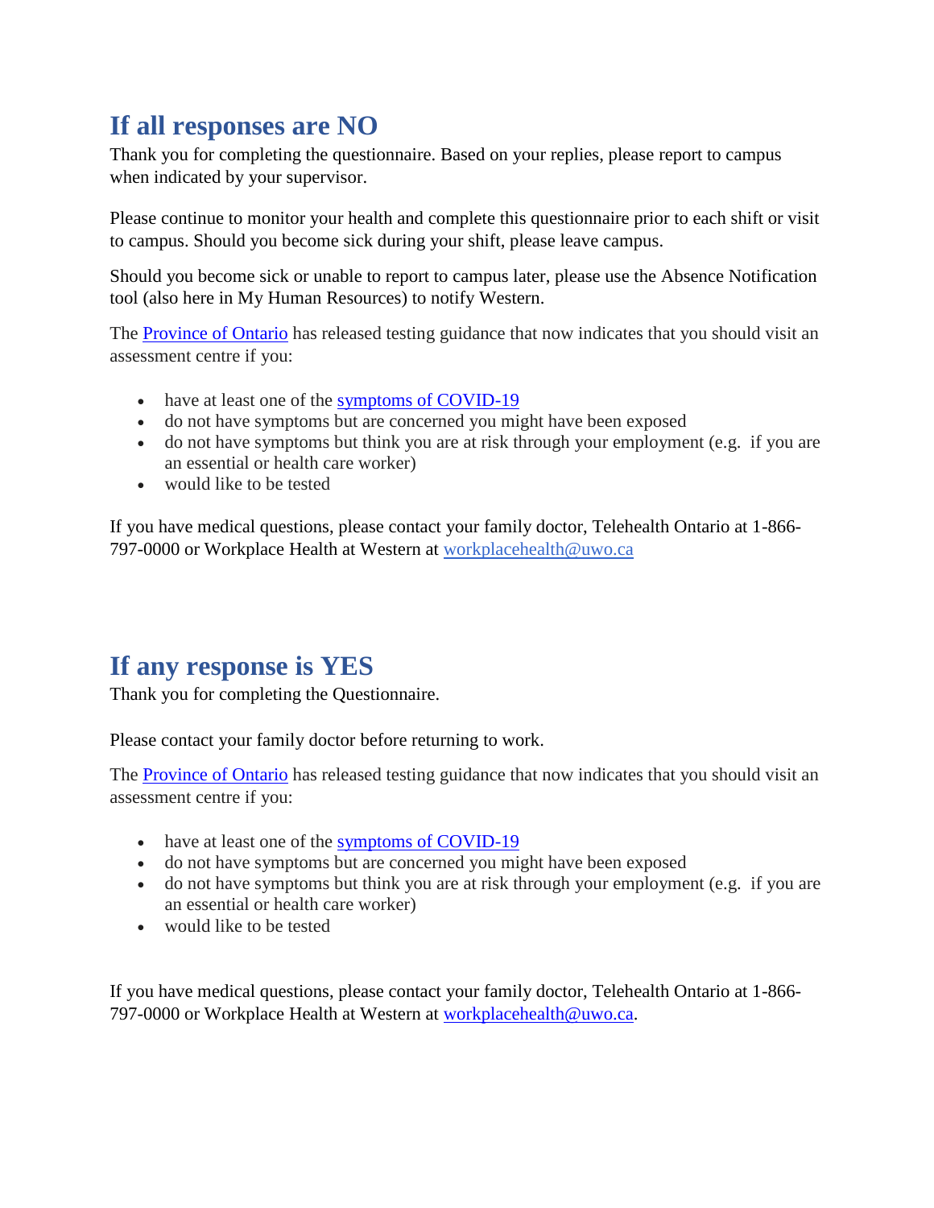## If all responses are NO

Thank you for completing the questionnaire. Based on your replies, please report to campus when indicated by your supervisor.

Please continue to monitor your health and complete this questionnaire prior to each shift or visit to campus. Should you become sick during your shift, please leave campus.

Should you become sick or unable to report to campus later, please use the Absence Notification tool (also here in My Human Resources) to notify Western.

The [Province of Ontario]() has released testing guidance that now indicates that you should visit an assessment centre if you:

- have at least one of the [symptoms of COVID-19]()
- do not have symptoms but are concerned you might have been exposed
- do not have symptoms but think you are at risk through your employment (e.g. if you are an essential or health care worker)
- would like to be tested

If you have medical questions, please contact your family doctor, Telehealth Ontario at 1-866-797-0000 or Workplace Health at Western at [workplacehealth@uwo.ca](mailto:workplacehealth@uwo.ca)

## If any response is YES

Thank you for completing the Questionnaire.

Please contact your family doctor before returning to work.

The [Province of Ontario]() has released testing guidance that now indicates that you should visit an assessment centre if you:

- have at least one of the [symptoms of COVID-19]()
- do not have symptoms but are concerned you might have been exposed
- do not have symptoms but think you are at risk through your employment (e.g. if you are an essential or health care worker)
- would like to be tested

If you have medical questions, please contact your family doctor, Telehealth Ontario at 1-866-797-0000 or Workplace Health at Western at [workplacehealth@uwo.ca](mailto:workplacehealth@uwo.ca).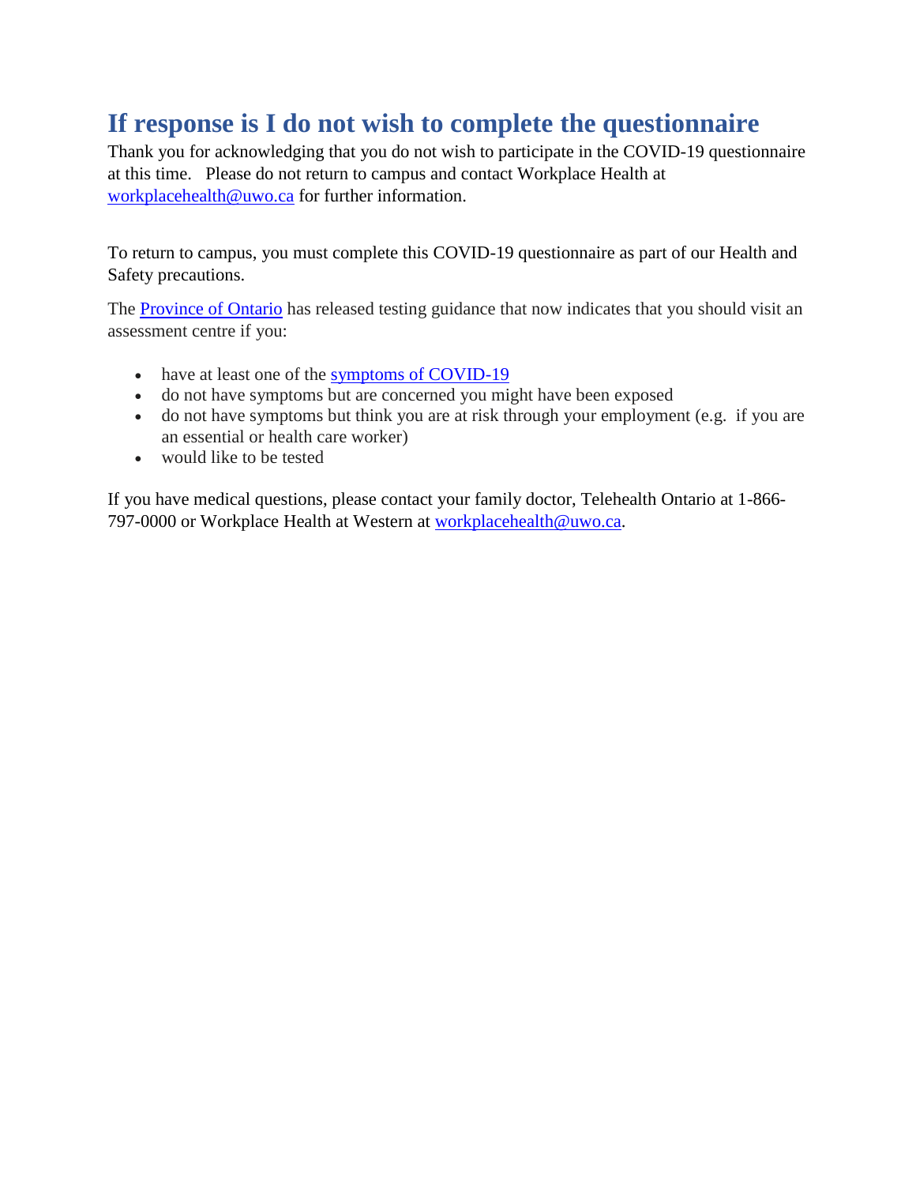# If response is I do not wish to complete the questionnaire

Thank you for acknowledging that you do not wish to participate in the COVID-19 questionnaire at this time. Please do not return to campus and contact Workplace Health at [workplacehealth@uwo.ca](mailto:workplacehealth@uwo.ca) for further information.

To return to campus, you must complete this COVID-19 questionnaire as part of our Health and Safety precautions.

The Province of Ontario has released testing guidance that now indicates that you should visit an assessment centre if you:

- have at least one of the symptoms of COVID-19
- do not have symptoms but are concerned you might have been exposed
- do not have symptoms but think you are at risk through your employment (e.g. if you are an essential or health care worker)
- would like to be tested

If you have medical questions, please contact your family doctor, Telehealth Ontario at 1-866-797-0000 or Workplace Health at Western at [workplacehealth@uwo.ca](mailto:workplacehealth@uwo.ca).